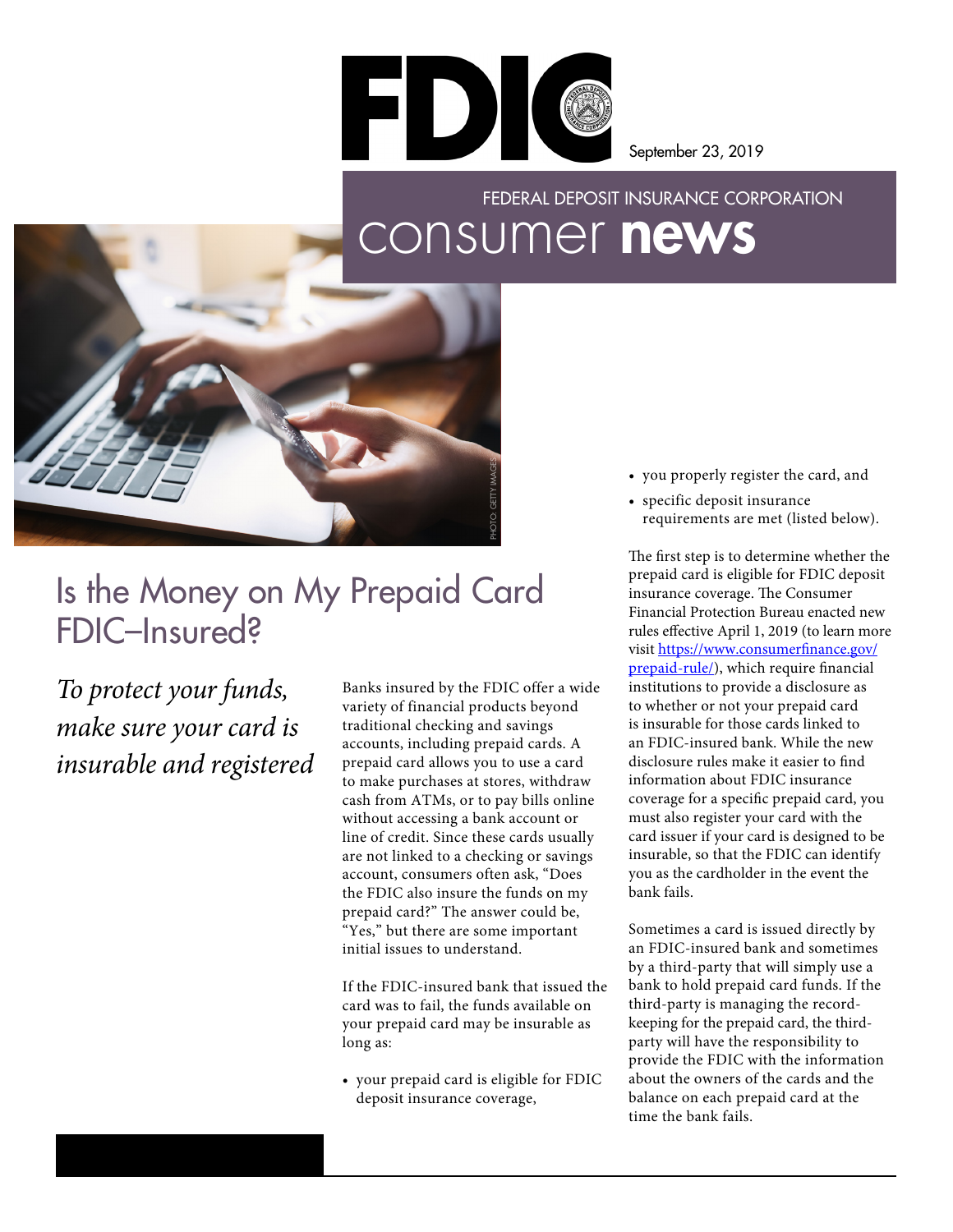September 23, 2019

FEDERAL DEPOSIT INSURANCE CORPORATION

consumer **news**

# Is the Money on My Prepaid Card FDIC–Insured?

*To protect your funds, make sure your card is insurable and registered*

Banks insured by the FDIC offer a wide variety of financial products beyond traditional checking and savings accounts, including prepaid cards. A prepaid card allows you to use a card to make purchases at stores, withdraw cash from ATMs, or to pay bills online without accessing a bank account or line of credit. Since these cards usually are not linked to a checking or savings account, consumers often ask, "Does the FDIC also insure the funds on my prepaid card?" The answer could be, "Yes," but there are some important initial issues to understand.

If the FDIC-insured bank that issued the card was to fail, the funds available on your prepaid card may be insurable as long as:

- your prepaid card is eligible for FDIC deposit insurance coverage,
- you properly register the card, and
- specific deposit insurance requirements are met (listed below).

The first step is to determine whether the prepaid card is eligible for FDIC deposit insurance coverage. The Consumer Financial Protection Bureau enacted new rules effective April 1, 2019 (to learn more visit [https://www.consumerfinance.gov/prepaid-rule/](https://www.consumerfinance.gov/prepaid-rule/)), which require financial institutions to provide a disclosure as to whether or not your prepaid card is insurable for those cards linked to an FDIC-insured bank. While the new disclosure rules make it easier to find information about FDIC insurance coverage for a specific prepaid card, you must also register your card with the card issuer if your card is designed to be insurable, so that the FDIC can identify you as the cardholder in the event the bank fails.

Sometimes a card is issued directly by an FDIC-insured bank and sometimes by a third-party that will simply use a bank to hold prepaid card funds. If the third-party is managing the record-keeping for the prepaid card, the third-party will have the responsibility to provide the FDIC with the information about the owners of the cards and the balance on each prepaid card at the time the bank fails.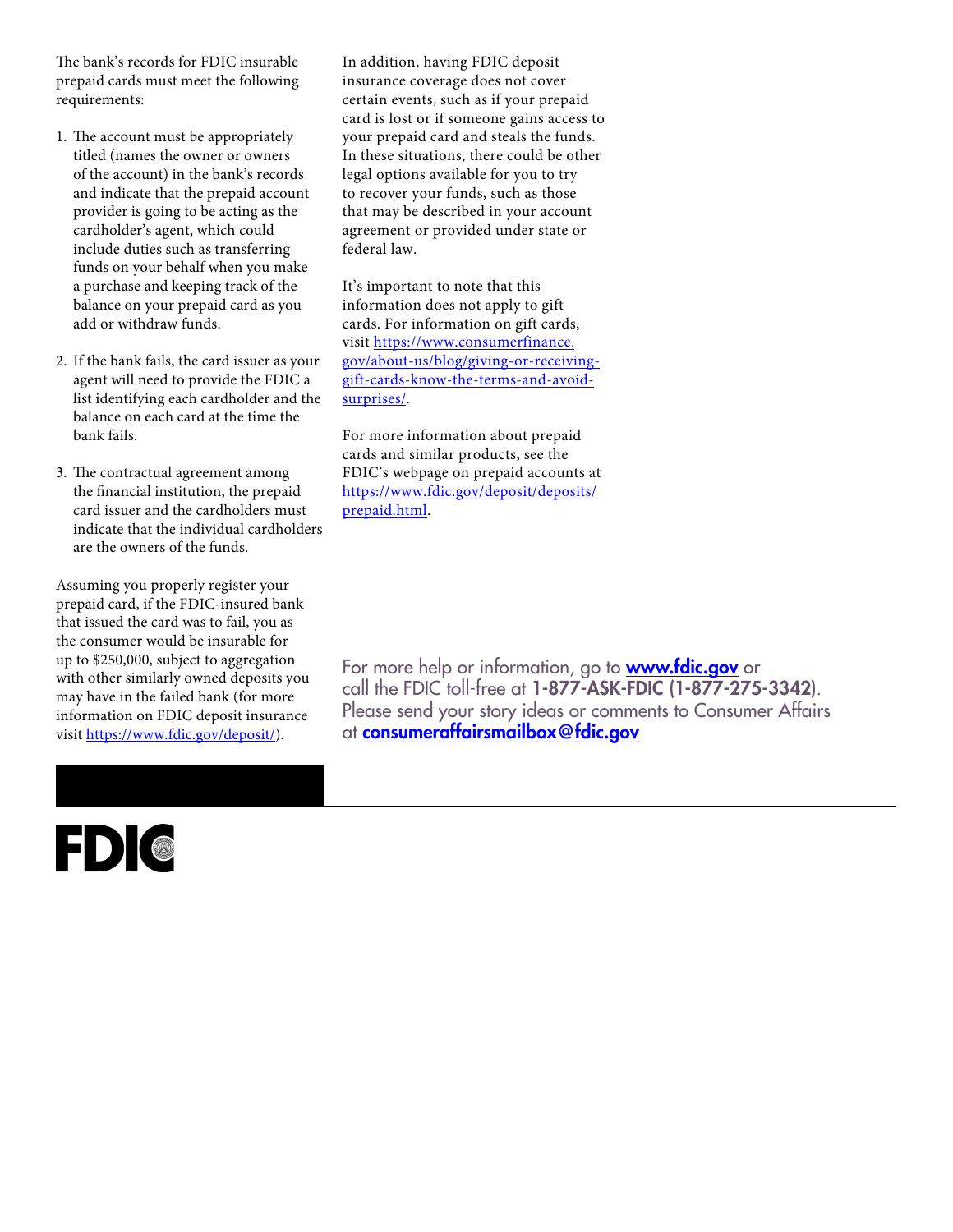The bank's records for FDIC insurable prepaid cards must meet the following requirements:

1. The account must be appropriately titled (names the owner or owners of the account) in the bank's records and indicate that the prepaid account provider is going to be acting as the cardholder's agent, which could include duties such as transferring funds on your behalf when you make a purchase and keeping track of the balance on your prepaid card as you add or withdraw funds.

2. If the bank fails, the card issuer as your agent will need to provide the FDIC a list identifying each cardholder and the balance on each card at the time the bank fails.

3. The contractual agreement among the financial institution, the prepaid card issuer and the cardholders must indicate that the individual cardholders are the owners of the funds.

Assuming you properly register your prepaid card, if the FDIC-insured bank that issued the card was to fail, you as the consumer would be insurable for up to $250,000, subject to aggregation with other similarly owned deposits you may have in the failed bank (for more information on FDIC deposit insurance visit https://www.fdic.gov/deposit/).

In addition, having FDIC deposit insurance coverage does not cover certain events, such as if your prepaid card is lost or if someone gains access to your prepaid card and steals the funds. In these situations, there could be other legal options available for you to try to recover your funds, such as those that may be described in your account agreement or provided under state or federal law.

It's important to note that this information does not apply to gift cards. For information on gift cards, visit https://www.consumerfinance.gov/about-us/blog/giving-or-receiving-gift-cards-know-the-terms-and-avoid-surprises/.

For more information about prepaid cards and similar products, see the FDIC's webpage on prepaid accounts at https://www.fdic.gov/deposit/deposits/prepaid.html.

For more help or information, go to **www.fdic.gov** or call the FDIC toll-free at **1-877-ASK-FDIC (1-877-275-3342)**. Please send your story ideas or comments to Consumer Affairs at **consumeraffairsmailbox@fdic.gov**

FDIC